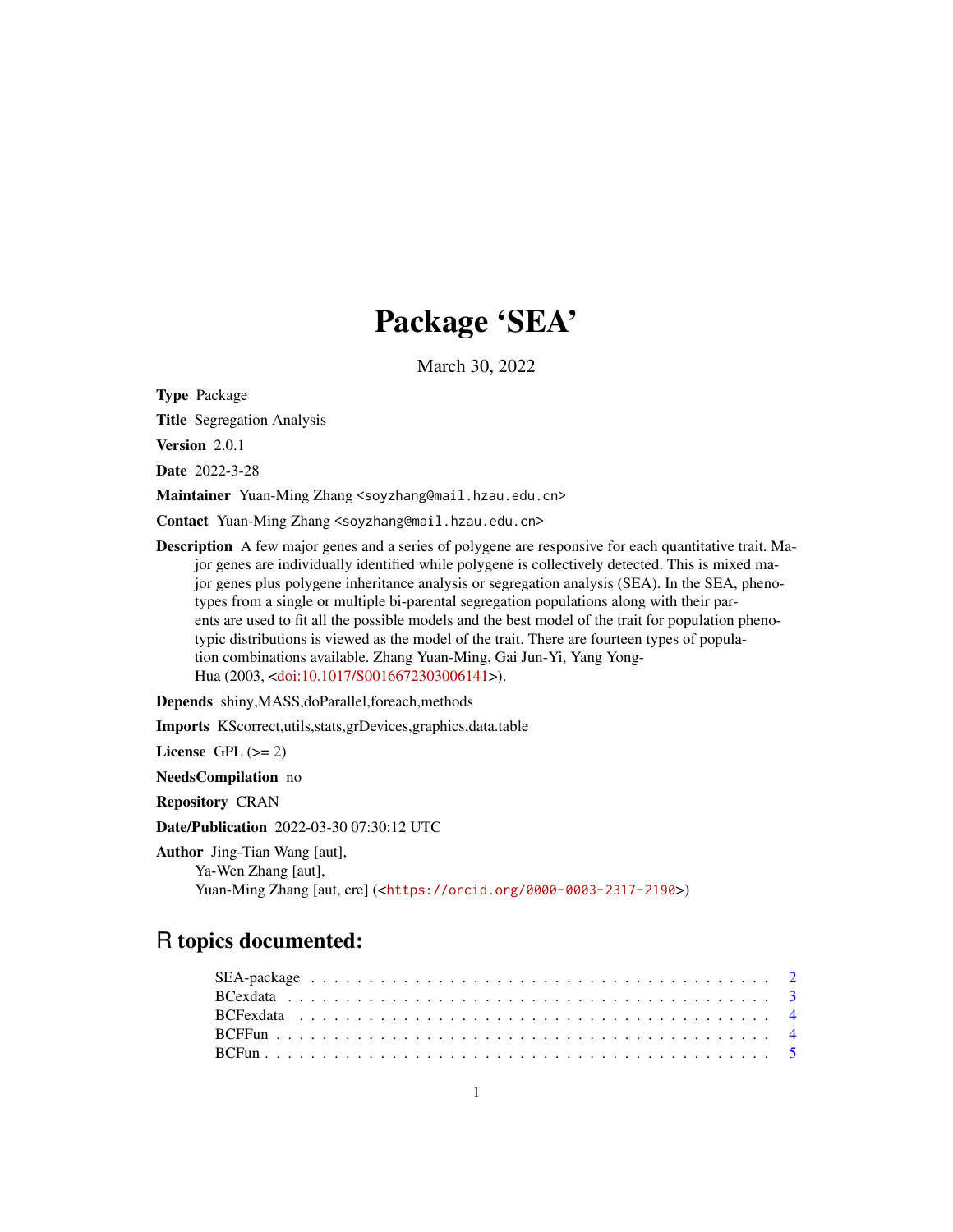# Package 'SEA'

March 30, 2022

**Type** Package

**Title** Segregation Analysis

**Version** 2.0.1

**Date** 2022-3-28

**Maintainer** Yuan-Ming Zhang <soyzhang@mail.hzau.edu.cn>

**Contact** Yuan-Ming Zhang <soyzhang@mail.hzau.edu.cn>

**Description** A few major genes and a series of polygene are responsive for each quantitative trait. Major genes are individually identified while polygene is collectively detected. This is mixed major genes plus polygene inheritance analysis or segregation analysis (SEA). In the SEA, phenotypes from a single or multiple bi-parental segregation populations along with their parents are used to fit all the possible models and the best model of the trait for population phenotypic distributions is viewed as the model of the trait. There are fourteen types of population combinations available. Zhang Yuan-Ming, Gai Jun-Yi, Yang Yong-Hua (2003, <doi:10.1017/S0016672303006141>).

**Depends** shiny,MASS,doParallel,foreach,methods

**Imports** KScorrect,utils,stats,grDevices,graphics,data.table

**License** GPL (>= 2)

**NeedsCompilation** no

**Repository** CRAN

**Date/Publication** 2022-03-30 07:30:12 UTC

**Author** Jing-Tian Wang [aut],
Ya-Wen Zhang [aut],
Yuan-Ming Zhang [aut, cre] (<https://orcid.org/0000-0003-2317-2190>)

## R topics documented:

- SEA-package . . . . . . . . . . . . . . . . . . . . . . . . . . . . . . . . . . . . . . . . 2
- BCexdata . . . . . . . . . . . . . . . . . . . . . . . . . . . . . . . . . . . . . . . . 3
- BCFexdata . . . . . . . . . . . . . . . . . . . . . . . . . . . . . . . . . . . . . . . . 4
- BCFFun . . . . . . . . . . . . . . . . . . . . . . . . . . . . . . . . . . . . . . . . 4
- BCFun . . . . . . . . . . . . . . . . . . . . . . . . . . . . . . . . . . . . . . . . 5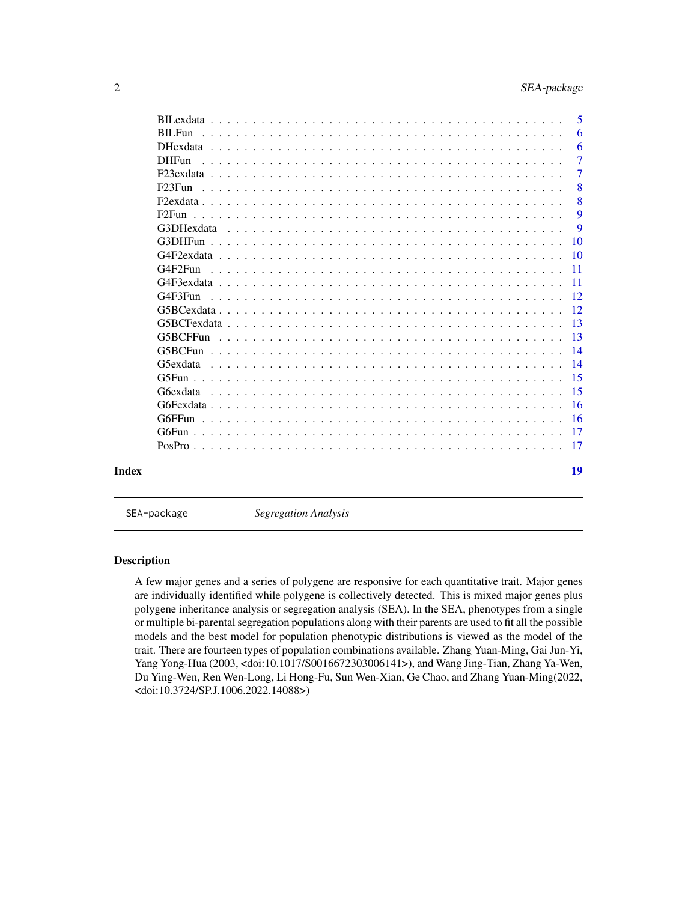| | |
|---|---|
| BILexdata | 5 |
| BILFun | 6 |
| DHexdata | 6 |
| DHFun | 7 |
| F23exdata | 7 |
| F23Fun | 8 |
| F2exdata | 8 |
| F2Fun | 9 |
| G3DHexdata | 9 |
| G3DHFun | 10 |
| G4F2exdata | 10 |
| G4F2Fun | 11 |
| G4F3exdata | 11 |
| G4F3Fun | 12 |
| G5BCexdata | 12 |
| G5BCFexdata | 13 |
| G5BCFFun | 13 |
| G5BCFun | 14 |
| G5exdata | 14 |
| G5Fun | 15 |
| G6exdata | 15 |
| G6Fexdata | 16 |
| G6FFun | 16 |
| G6Fun | 17 |
| PosPro | 17 |

**Index** 19

---

SEA-package *Segregation Analysis*

---

## Description

A few major genes and a series of polygene are responsive for each quantitative trait. Major genes are individually identified while polygene is collectively detected. This is mixed major genes plus polygene inheritance analysis or segregation analysis (SEA). In the SEA, phenotypes from a single or multiple bi-parental segregation populations along with their parents are used to fit all the possible models and the best model for population phenotypic distributions is viewed as the model of the trait. There are fourteen types of population combinations available. Zhang Yuan-Ming, Gai Jun-Yi, Yang Yong-Hua (2003, <doi:10.1017/S0016672303006141>), and Wang Jing-Tian, Zhang Ya-Wen, Du Ying-Wen, Ren Wen-Long, Li Hong-Fu, Sun Wen-Xian, Ge Chao, and Zhang Yuan-Ming(2022, <doi:10.3724/SP.J.1006.2022.14088>)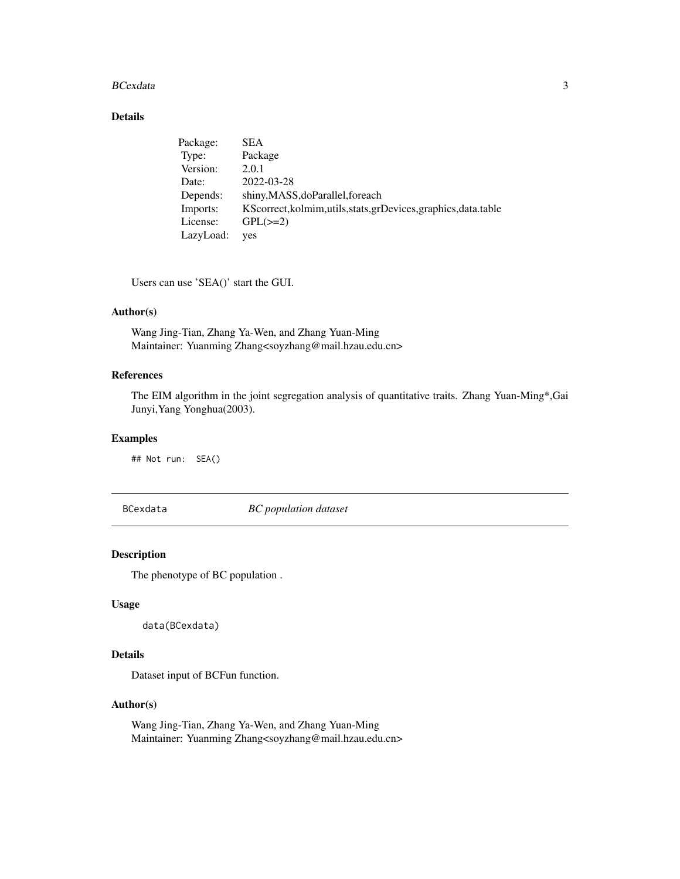## Details

| Package: | SEA |
|---|---|
| Type: | Package |
| Version: | 2.0.1 |
| Date: | 2022-03-28 |
| Depends: | shiny,MASS,doParallel,foreach |
| Imports: | KScorrect,kolmim,utils,stats,grDevices,graphics,data.table |
| License: | GPL(>=2) |
| LazyLoad: | yes |

Users can use 'SEA()' start the GUI.

## Author(s)

Wang Jing-Tian, Zhang Ya-Wen, and Zhang Yuan-Ming
Maintainer: Yuanming Zhang<soyzhang@mail.hzau.edu.cn>

## References

The EIM algorithm in the joint segregation analysis of quantitative traits. Zhang Yuan-Ming*,Gai Junyi,Yang Yonghua(2003).

## Examples

```
## Not run:  SEA()
```

# BCexdata — *BC population dataset*

## Description

The phenotype of BC population .

## Usage

```
data(BCexdata)
```

## Details

Dataset input of BCFun function.

## Author(s)

Wang Jing-Tian, Zhang Ya-Wen, and Zhang Yuan-Ming
Maintainer: Yuanming Zhang<soyzhang@mail.hzau.edu.cn>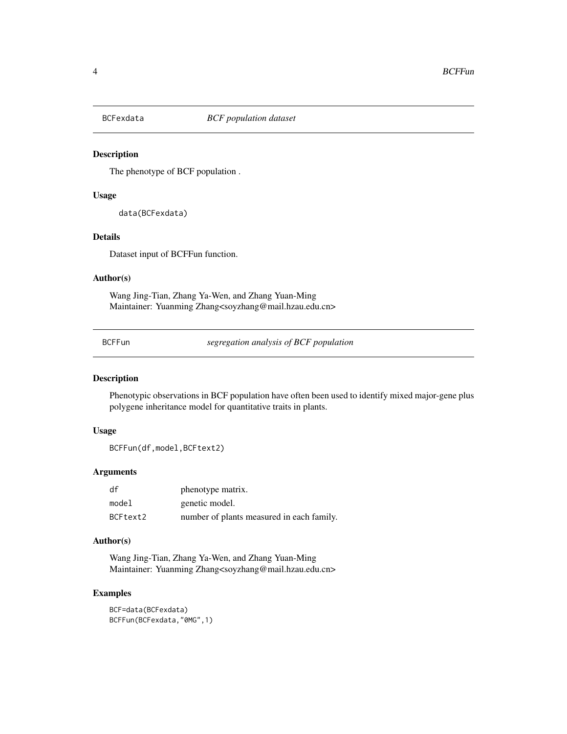## BCFexdata *BCF population dataset*

### Description

The phenotype of BCF population .

### Usage

```
data(BCFexdata)
```

### Details

Dataset input of BCFFun function.

### Author(s)

Wang Jing-Tian, Zhang Ya-Wen, and Zhang Yuan-Ming
Maintainer: Yuanming Zhang<soyzhang@mail.hzau.edu.cn>

## BCFFun *segregation analysis of BCF population*

### Description

Phenotypic observations in BCF population have often been used to identify mixed major-gene plus polygene inheritance model for quantitative traits in plants.

### Usage

```
BCFFun(df,model,BCFtext2)
```

### Arguments

| | |
|---|---|
| df | phenotype matrix. |
| model | genetic model. |
| BCFtext2 | number of plants measured in each family. |

### Author(s)

Wang Jing-Tian, Zhang Ya-Wen, and Zhang Yuan-Ming
Maintainer: Yuanming Zhang<soyzhang@mail.hzau.edu.cn>

### Examples

```
BCF=data(BCFexdata)
BCFFun(BCFexdata,"0MG",1)
```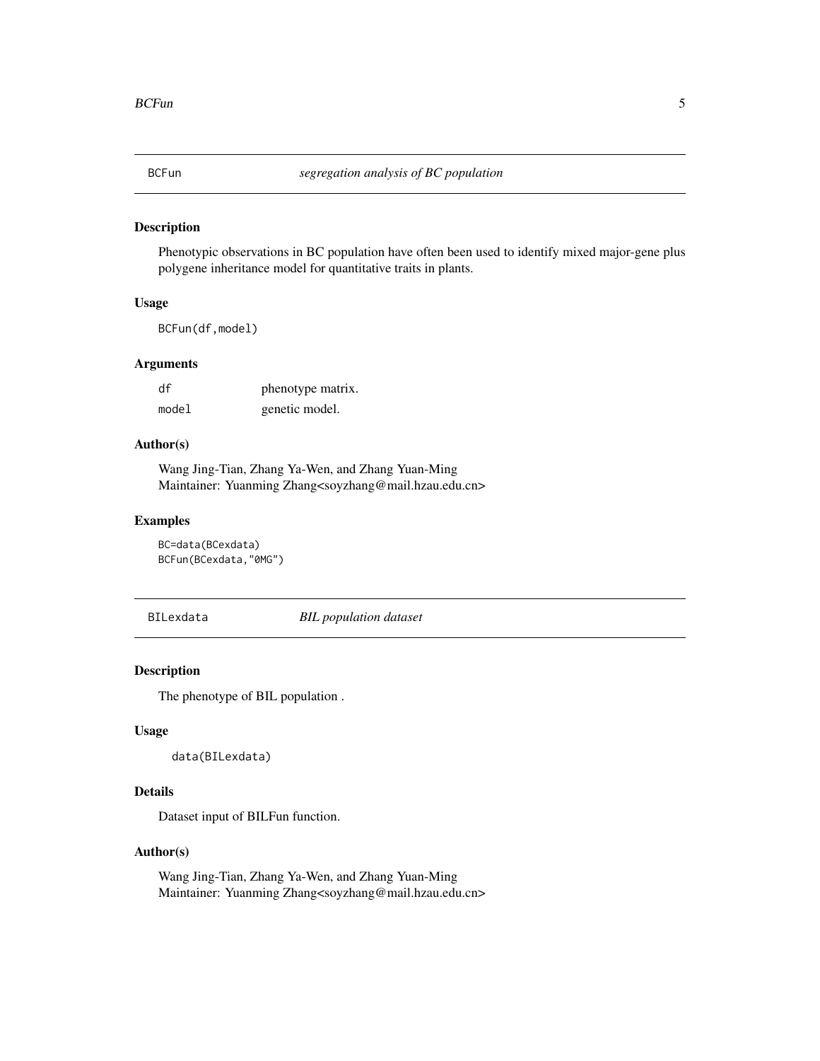## BCFun — *segregation analysis of BC population*

### Description

Phenotypic observations in BC population have often been used to identify mixed major-gene plus polygene inheritance model for quantitative traits in plants.

### Usage

```
BCFun(df,model)
```

### Arguments

| | |
|---|---|
| df | phenotype matrix. |
| model | genetic model. |

### Author(s)

Wang Jing-Tian, Zhang Ya-Wen, and Zhang Yuan-Ming
Maintainer: Yuanming Zhang<soyzhang@mail.hzau.edu.cn>

### Examples

```
BC=data(BCexdata)
BCFun(BCexdata,"0MG")
```

## BILexdata — *BIL population dataset*

### Description

The phenotype of BIL population .

### Usage

```
data(BILexdata)
```

### Details

Dataset input of BILFun function.

### Author(s)

Wang Jing-Tian, Zhang Ya-Wen, and Zhang Yuan-Ming
Maintainer: Yuanming Zhang<soyzhang@mail.hzau.edu.cn>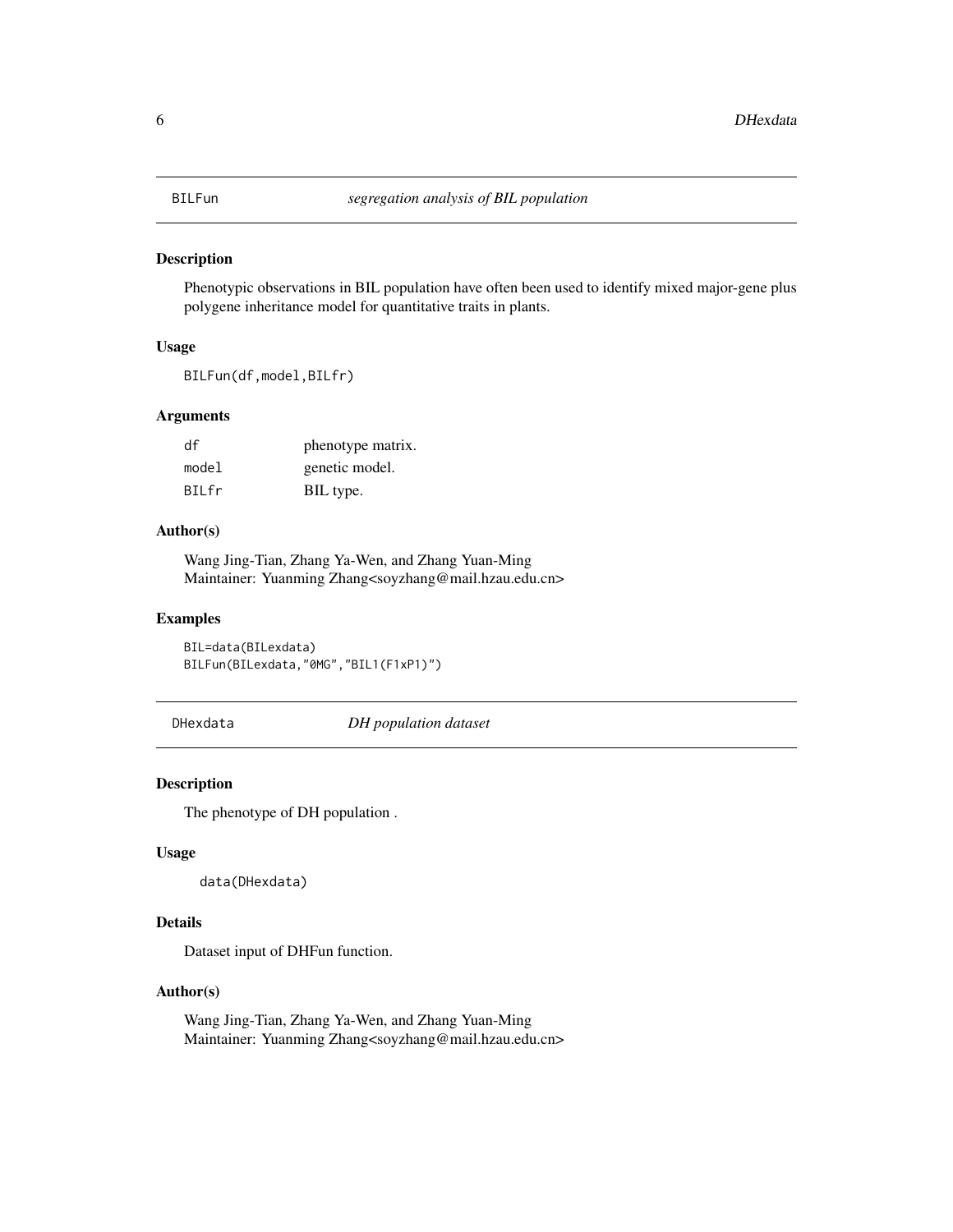## BILFun *segregation analysis of BIL population*

### Description

Phenotypic observations in BIL population have often been used to identify mixed major-gene plus polygene inheritance model for quantitative traits in plants.

### Usage

```
BILFun(df,model,BILfr)
```

### Arguments

| | |
|---|---|
| df | phenotype matrix. |
| model | genetic model. |
| BILfr | BIL type. |

### Author(s)

Wang Jing-Tian, Zhang Ya-Wen, and Zhang Yuan-Ming
Maintainer: Yuanming Zhang<soyzhang@mail.hzau.edu.cn>

### Examples

```
BIL=data(BILexdata)
BILFun(BILexdata,"0MG","BIL1(F1xP1)")
```

## DHexdata *DH population dataset*

### Description

The phenotype of DH population .

### Usage

```
data(DHexdata)
```

### Details

Dataset input of DHFun function.

### Author(s)

Wang Jing-Tian, Zhang Ya-Wen, and Zhang Yuan-Ming
Maintainer: Yuanming Zhang<soyzhang@mail.hzau.edu.cn>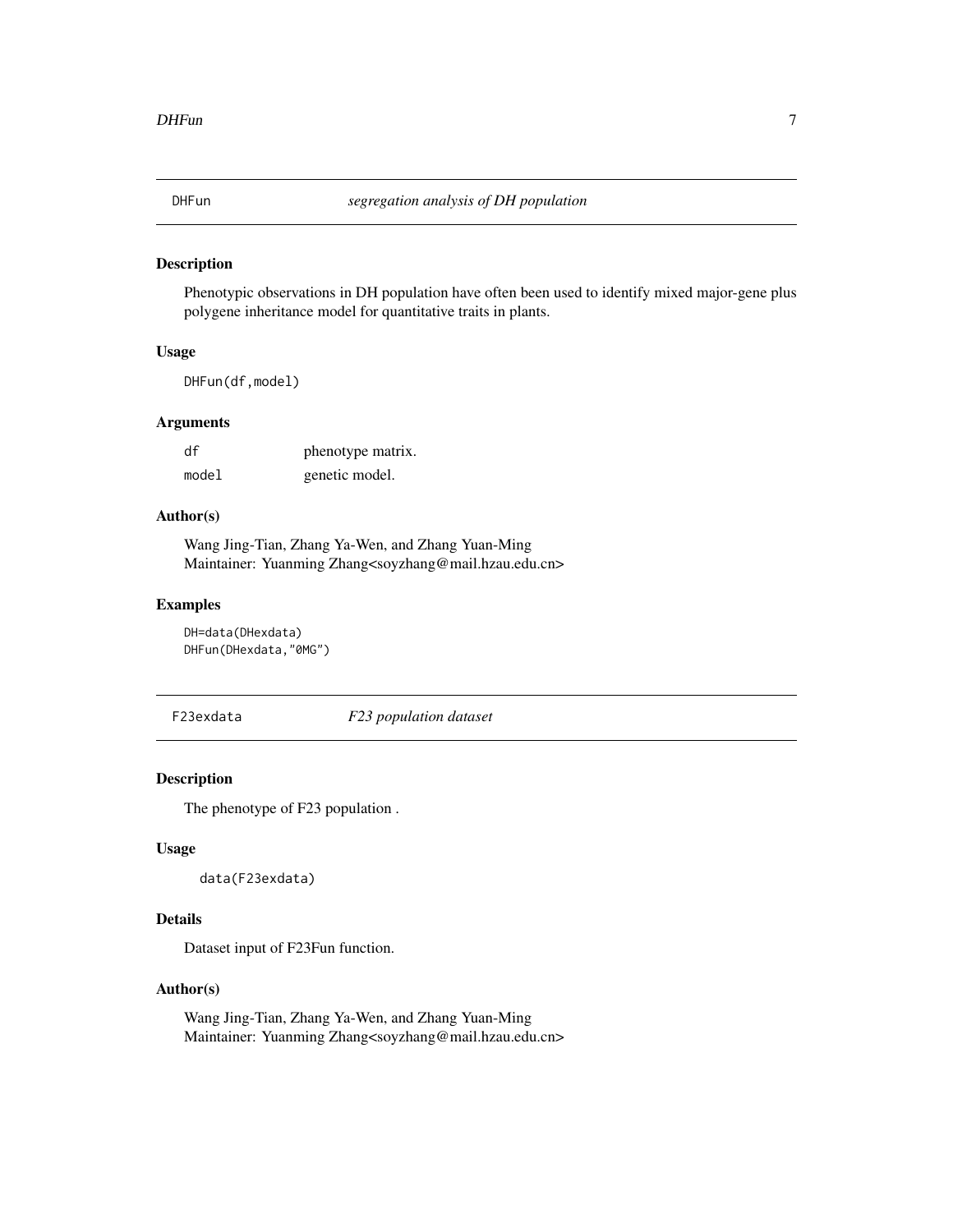## DHFun *segregation analysis of DH population*

### Description

Phenotypic observations in DH population have often been used to identify mixed major-gene plus polygene inheritance model for quantitative traits in plants.

### Usage

```
DHFun(df,model)
```

### Arguments

| | |
|---|---|
| df | phenotype matrix. |
| model | genetic model. |

### Author(s)

Wang Jing-Tian, Zhang Ya-Wen, and Zhang Yuan-Ming
Maintainer: Yuanming Zhang<soyzhang@mail.hzau.edu.cn>

### Examples

```
DH=data(DHexdata)
DHFun(DHexdata,"0MG")
```

## F23exdata *F23 population dataset*

### Description

The phenotype of F23 population .

### Usage

```
data(F23exdata)
```

### Details

Dataset input of F23Fun function.

### Author(s)

Wang Jing-Tian, Zhang Ya-Wen, and Zhang Yuan-Ming
Maintainer: Yuanming Zhang<soyzhang@mail.hzau.edu.cn>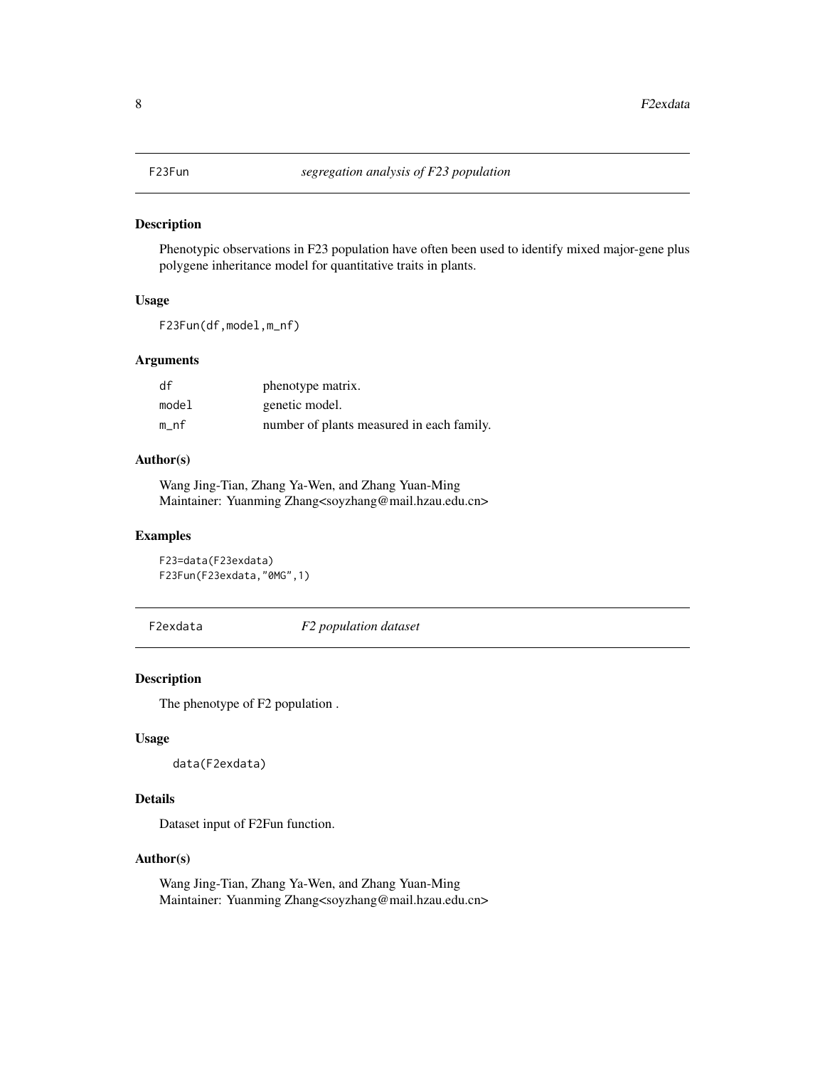## F23Fun *segregation analysis of F23 population*

### Description

Phenotypic observations in F23 population have often been used to identify mixed major-gene plus polygene inheritance model for quantitative traits in plants.

### Usage

```
F23Fun(df,model,m_nf)
```

### Arguments

| | |
|---|---|
| df | phenotype matrix. |
| model | genetic model. |
| m_nf | number of plants measured in each family. |

### Author(s)

Wang Jing-Tian, Zhang Ya-Wen, and Zhang Yuan-Ming
Maintainer: Yuanming Zhang<soyzhang@mail.hzau.edu.cn>

### Examples

```
F23=data(F23exdata)
F23Fun(F23exdata,"0MG",1)
```

## F2exdata *F2 population dataset*

### Description

The phenotype of F2 population .

### Usage

```
data(F2exdata)
```

### Details

Dataset input of F2Fun function.

### Author(s)

Wang Jing-Tian, Zhang Ya-Wen, and Zhang Yuan-Ming
Maintainer: Yuanming Zhang<soyzhang@mail.hzau.edu.cn>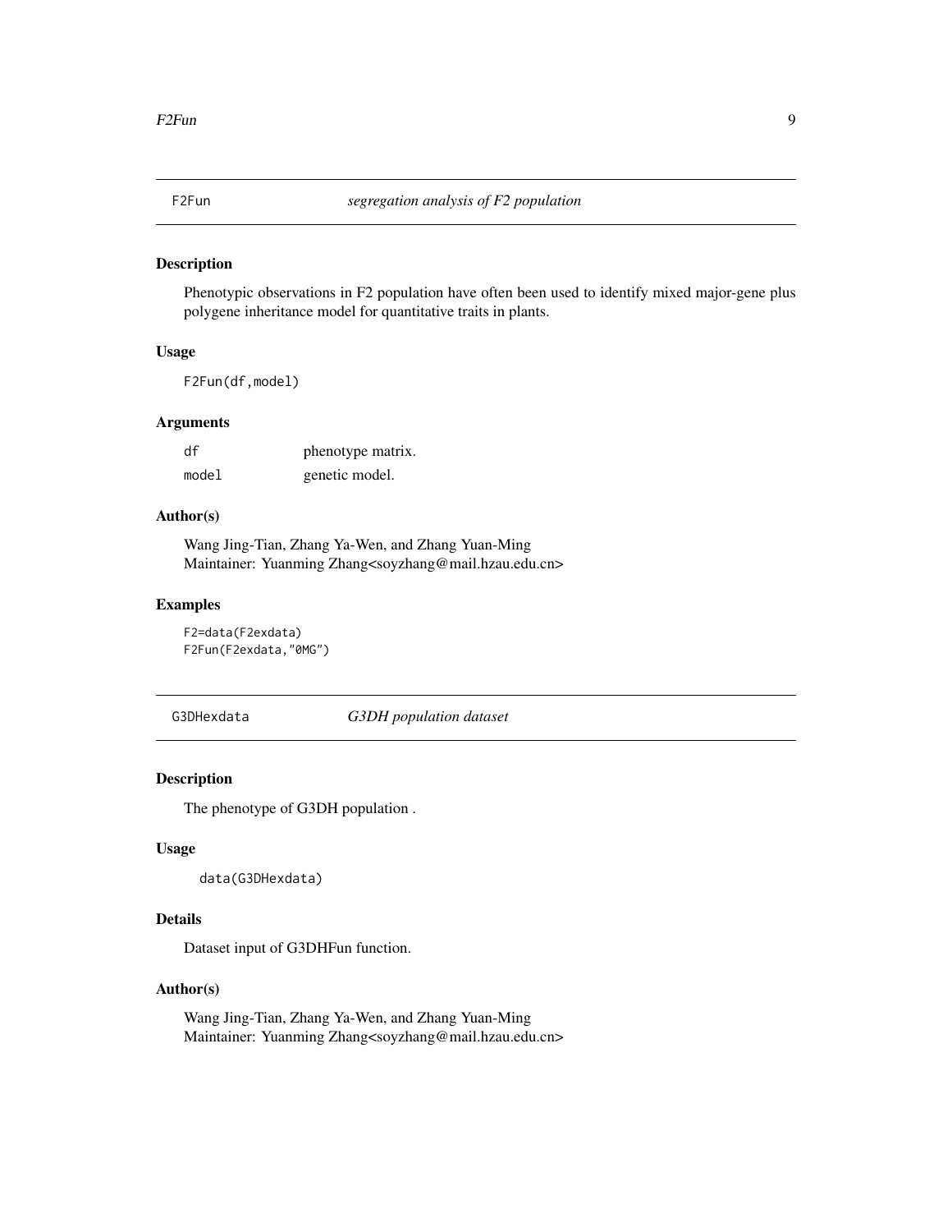## F2Fun — *segregation analysis of F2 population*

### Description

Phenotypic observations in F2 population have often been used to identify mixed major-gene plus polygene inheritance model for quantitative traits in plants.

### Usage

```
F2Fun(df,model)
```

### Arguments

| | |
|---|---|
| df | phenotype matrix. |
| model | genetic model. |

### Author(s)

Wang Jing-Tian, Zhang Ya-Wen, and Zhang Yuan-Ming
Maintainer: Yuanming Zhang<soyzhang@mail.hzau.edu.cn>

### Examples

```
F2=data(F2exdata)
F2Fun(F2exdata,"0MG")
```

## G3DHexdata — *G3DH population dataset*

### Description

The phenotype of G3DH population .

### Usage

```
data(G3DHexdata)
```

### Details

Dataset input of G3DHFun function.

### Author(s)

Wang Jing-Tian, Zhang Ya-Wen, and Zhang Yuan-Ming
Maintainer: Yuanming Zhang<soyzhang@mail.hzau.edu.cn>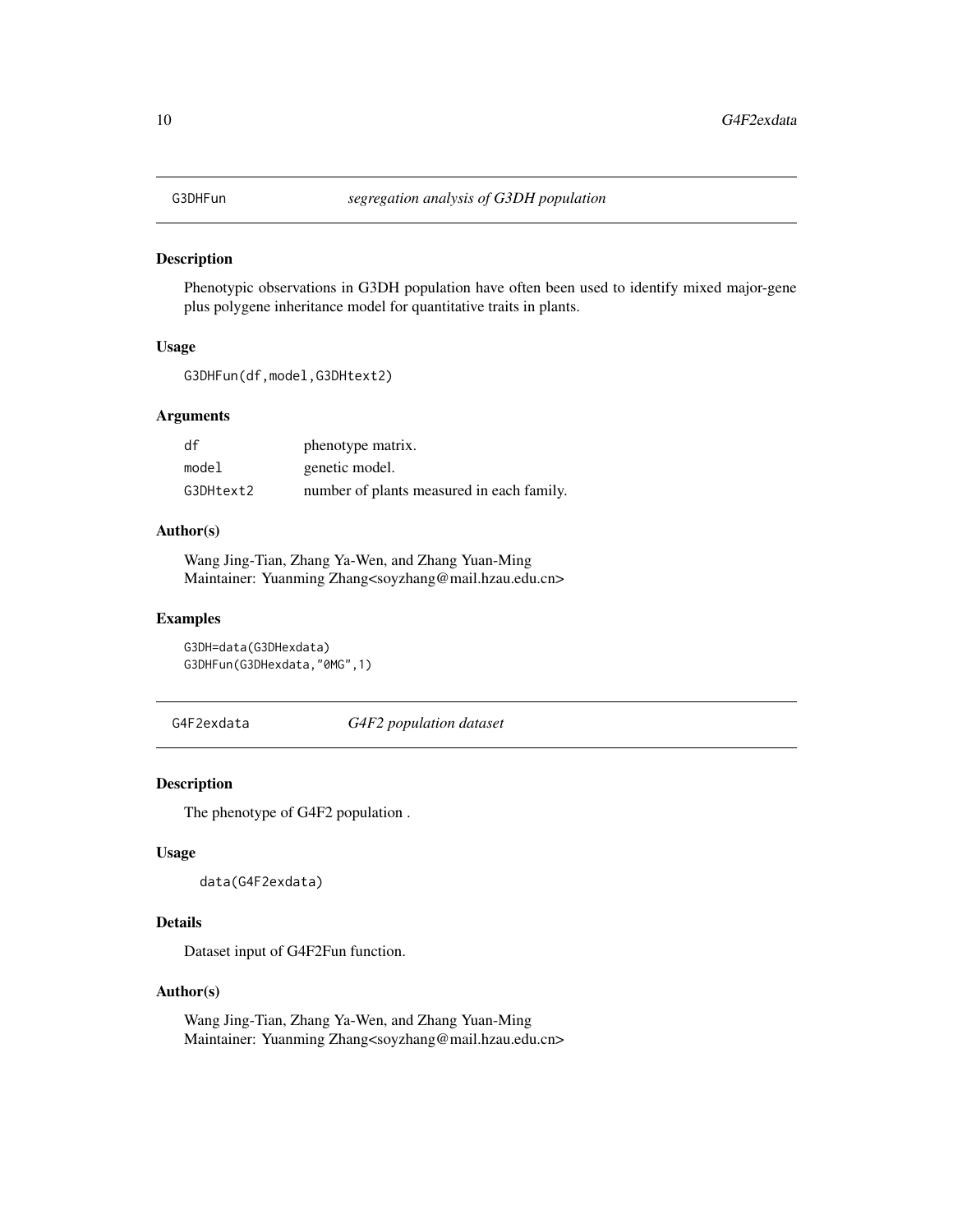## G3DHFun *segregation analysis of G3DH population*

### Description

Phenotypic observations in G3DH population have often been used to identify mixed major-gene plus polygene inheritance model for quantitative traits in plants.

### Usage

```
G3DHFun(df,model,G3DHtext2)
```

### Arguments

| | |
|---|---|
| df | phenotype matrix. |
| model | genetic model. |
| G3DHtext2 | number of plants measured in each family. |

### Author(s)

Wang Jing-Tian, Zhang Ya-Wen, and Zhang Yuan-Ming
Maintainer: Yuanming Zhang<soyzhang@mail.hzau.edu.cn>

### Examples

```
G3DH=data(G3DHexdata)
G3DHFun(G3DHexdata,"0MG",1)
```

## G4F2exdata *G4F2 population dataset*

### Description

The phenotype of G4F2 population .

### Usage

```
data(G4F2exdata)
```

### Details

Dataset input of G4F2Fun function.

### Author(s)

Wang Jing-Tian, Zhang Ya-Wen, and Zhang Yuan-Ming
Maintainer: Yuanming Zhang<soyzhang@mail.hzau.edu.cn>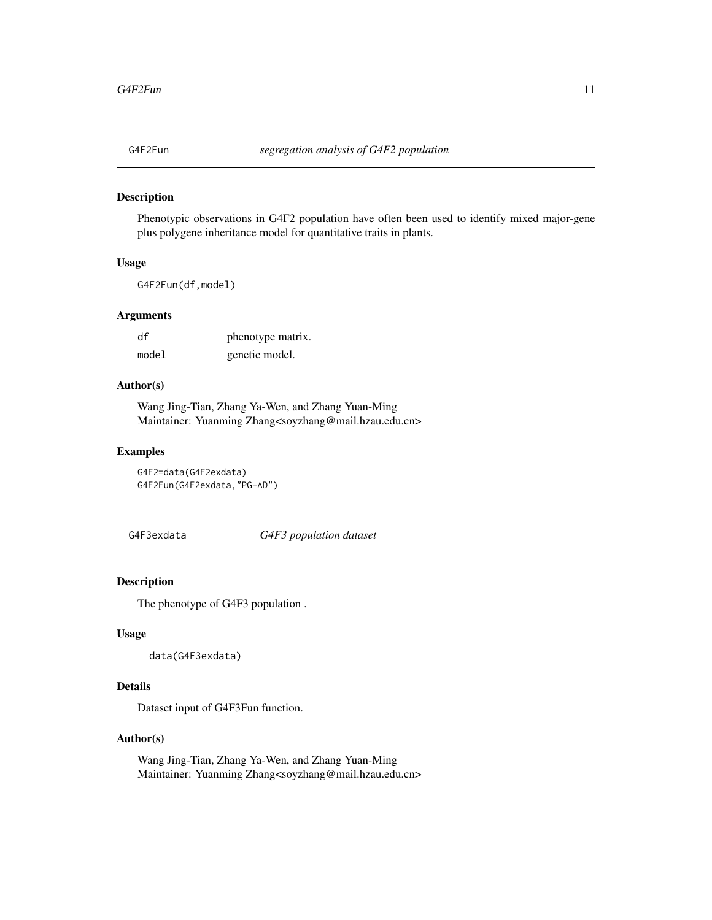## G4F2Fun *segregation analysis of G4F2 population*

### Description

Phenotypic observations in G4F2 population have often been used to identify mixed major-gene plus polygene inheritance model for quantitative traits in plants.

### Usage

```
G4F2Fun(df,model)
```

### Arguments

| | |
|---|---|
| df | phenotype matrix. |
| model | genetic model. |

### Author(s)

Wang Jing-Tian, Zhang Ya-Wen, and Zhang Yuan-Ming
Maintainer: Yuanming Zhang<soyzhang@mail.hzau.edu.cn>

### Examples

```
G4F2=data(G4F2exdata)
G4F2Fun(G4F2exdata,"PG-AD")
```

## G4F3exdata *G4F3 population dataset*

### Description

The phenotype of G4F3 population .

### Usage

```
data(G4F3exdata)
```

### Details

Dataset input of G4F3Fun function.

### Author(s)

Wang Jing-Tian, Zhang Ya-Wen, and Zhang Yuan-Ming
Maintainer: Yuanming Zhang<soyzhang@mail.hzau.edu.cn>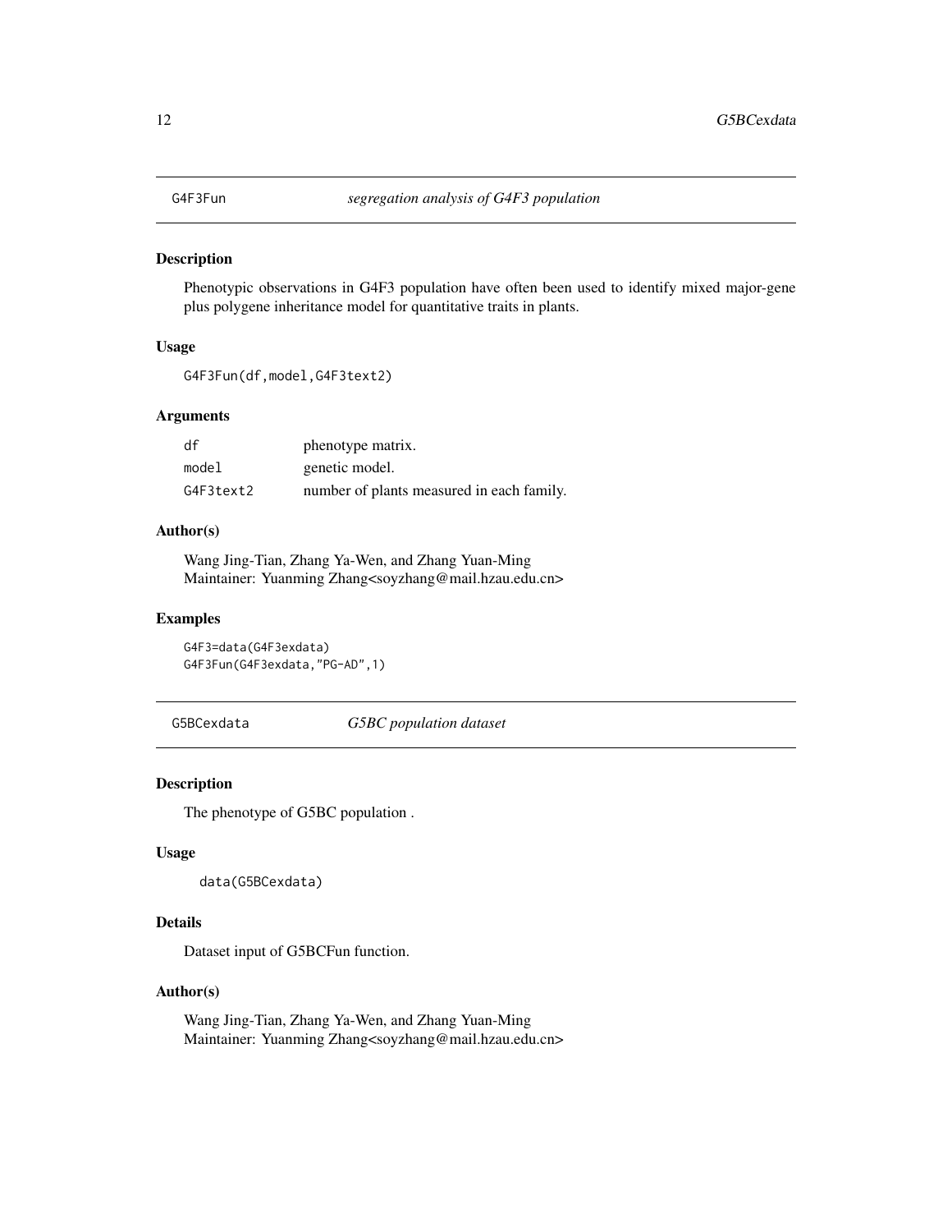## G4F3Fun — *segregation analysis of G4F3 population*

### Description

Phenotypic observations in G4F3 population have often been used to identify mixed major-gene plus polygene inheritance model for quantitative traits in plants.

### Usage

```
G4F3Fun(df,model,G4F3text2)
```

### Arguments

| | |
|---|---|
| df | phenotype matrix. |
| model | genetic model. |
| G4F3text2 | number of plants measured in each family. |

### Author(s)

Wang Jing-Tian, Zhang Ya-Wen, and Zhang Yuan-Ming
Maintainer: Yuanming Zhang<soyzhang@mail.hzau.edu.cn>

### Examples

```
G4F3=data(G4F3exdata)
G4F3Fun(G4F3exdata,"PG-AD",1)
```

## G5BCexdata — *G5BC population dataset*

### Description

The phenotype of G5BC population .

### Usage

```
data(G5BCexdata)
```

### Details

Dataset input of G5BCFun function.

### Author(s)

Wang Jing-Tian, Zhang Ya-Wen, and Zhang Yuan-Ming
Maintainer: Yuanming Zhang<soyzhang@mail.hzau.edu.cn>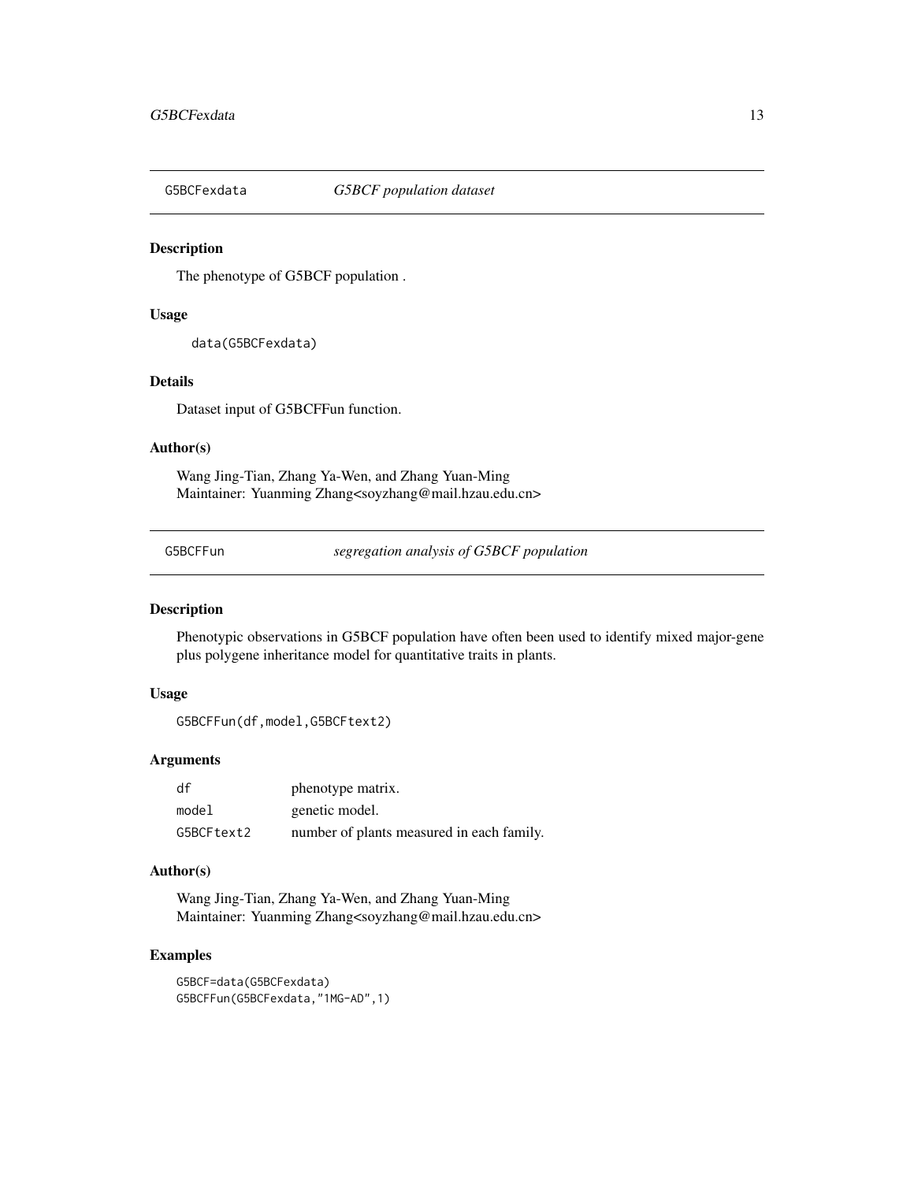## G5BCFexdata *G5BCF population dataset*

### Description

The phenotype of G5BCF population .

### Usage

```
data(G5BCFexdata)
```

### Details

Dataset input of G5BCFFun function.

### Author(s)

Wang Jing-Tian, Zhang Ya-Wen, and Zhang Yuan-Ming
Maintainer: Yuanming Zhang<soyzhang@mail.hzau.edu.cn>

## G5BCFFun *segregation analysis of G5BCF population*

### Description

Phenotypic observations in G5BCF population have often been used to identify mixed major-gene plus polygene inheritance model for quantitative traits in plants.

### Usage

```
G5BCFFun(df,model,G5BCFtext2)
```

### Arguments

| | |
|---|---|
| df | phenotype matrix. |
| model | genetic model. |
| G5BCFtext2 | number of plants measured in each family. |

### Author(s)

Wang Jing-Tian, Zhang Ya-Wen, and Zhang Yuan-Ming
Maintainer: Yuanming Zhang<soyzhang@mail.hzau.edu.cn>

### Examples

```
G5BCF=data(G5BCFexdata)
G5BCFFun(G5BCFexdata,"1MG-AD",1)
```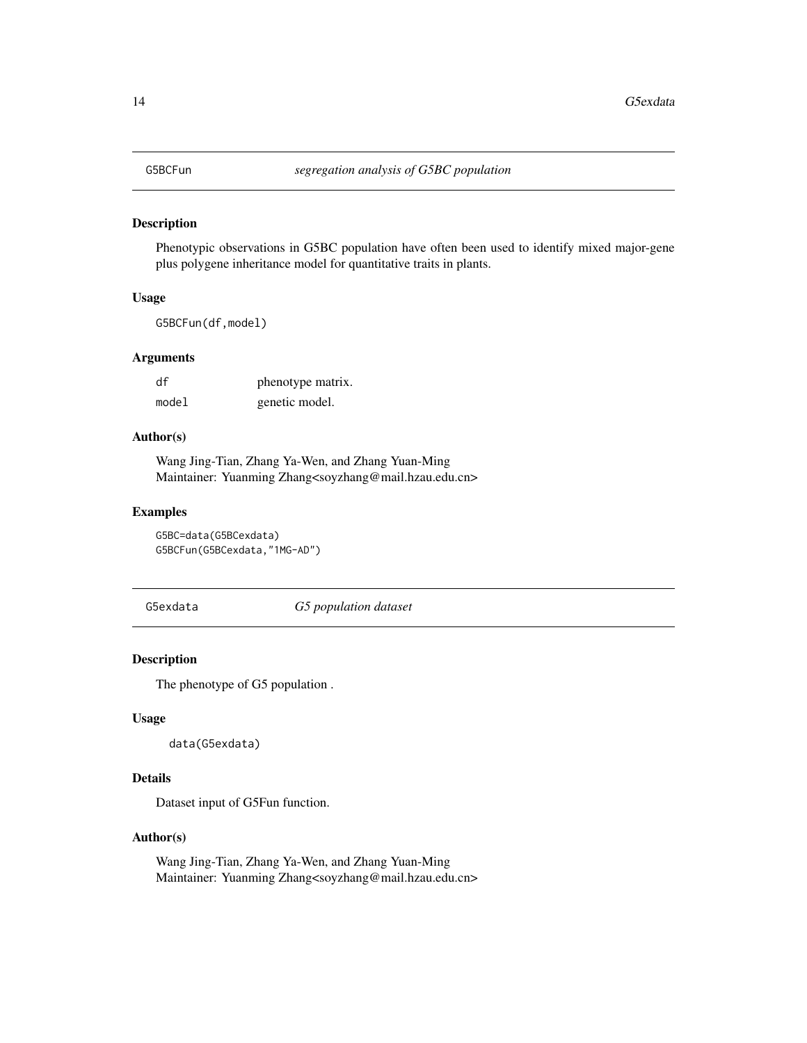## G5BCFun *segregation analysis of G5BC population*

### Description

Phenotypic observations in G5BC population have often been used to identify mixed major-gene plus polygene inheritance model for quantitative traits in plants.

### Usage

```
G5BCFun(df,model)
```

### Arguments

| | |
|---|---|
| df | phenotype matrix. |
| model | genetic model. |

### Author(s)

Wang Jing-Tian, Zhang Ya-Wen, and Zhang Yuan-Ming
Maintainer: Yuanming Zhang<soyzhang@mail.hzau.edu.cn>

### Examples

```
G5BC=data(G5BCexdata)
G5BCFun(G5BCexdata,"1MG-AD")
```

## G5exdata *G5 population dataset*

### Description

The phenotype of G5 population .

### Usage

```
data(G5exdata)
```

### Details

Dataset input of G5Fun function.

### Author(s)

Wang Jing-Tian, Zhang Ya-Wen, and Zhang Yuan-Ming
Maintainer: Yuanming Zhang<soyzhang@mail.hzau.edu.cn>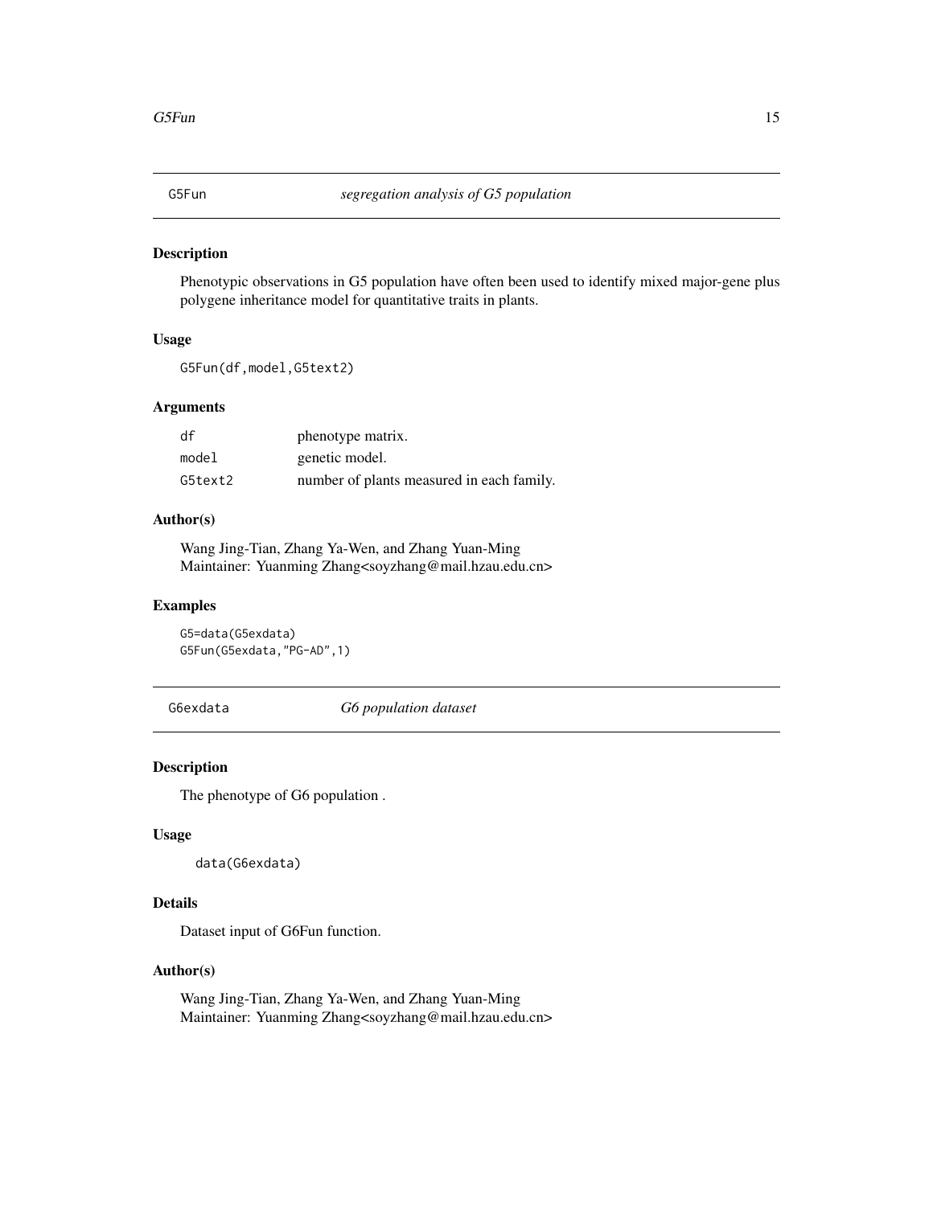## G5Fun *segregation analysis of G5 population*

### Description

Phenotypic observations in G5 population have often been used to identify mixed major-gene plus polygene inheritance model for quantitative traits in plants.

### Usage

```
G5Fun(df,model,G5text2)
```

### Arguments

| | |
|---|---|
| df | phenotype matrix. |
| model | genetic model. |
| G5text2 | number of plants measured in each family. |

### Author(s)

Wang Jing-Tian, Zhang Ya-Wen, and Zhang Yuan-Ming
Maintainer: Yuanming Zhang<soyzhang@mail.hzau.edu.cn>

### Examples

```
G5=data(G5exdata)
G5Fun(G5exdata,"PG-AD",1)
```

## G6exdata *G6 population dataset*

### Description

The phenotype of G6 population .

### Usage

```
data(G6exdata)
```

### Details

Dataset input of G6Fun function.

### Author(s)

Wang Jing-Tian, Zhang Ya-Wen, and Zhang Yuan-Ming
Maintainer: Yuanming Zhang<soyzhang@mail.hzau.edu.cn>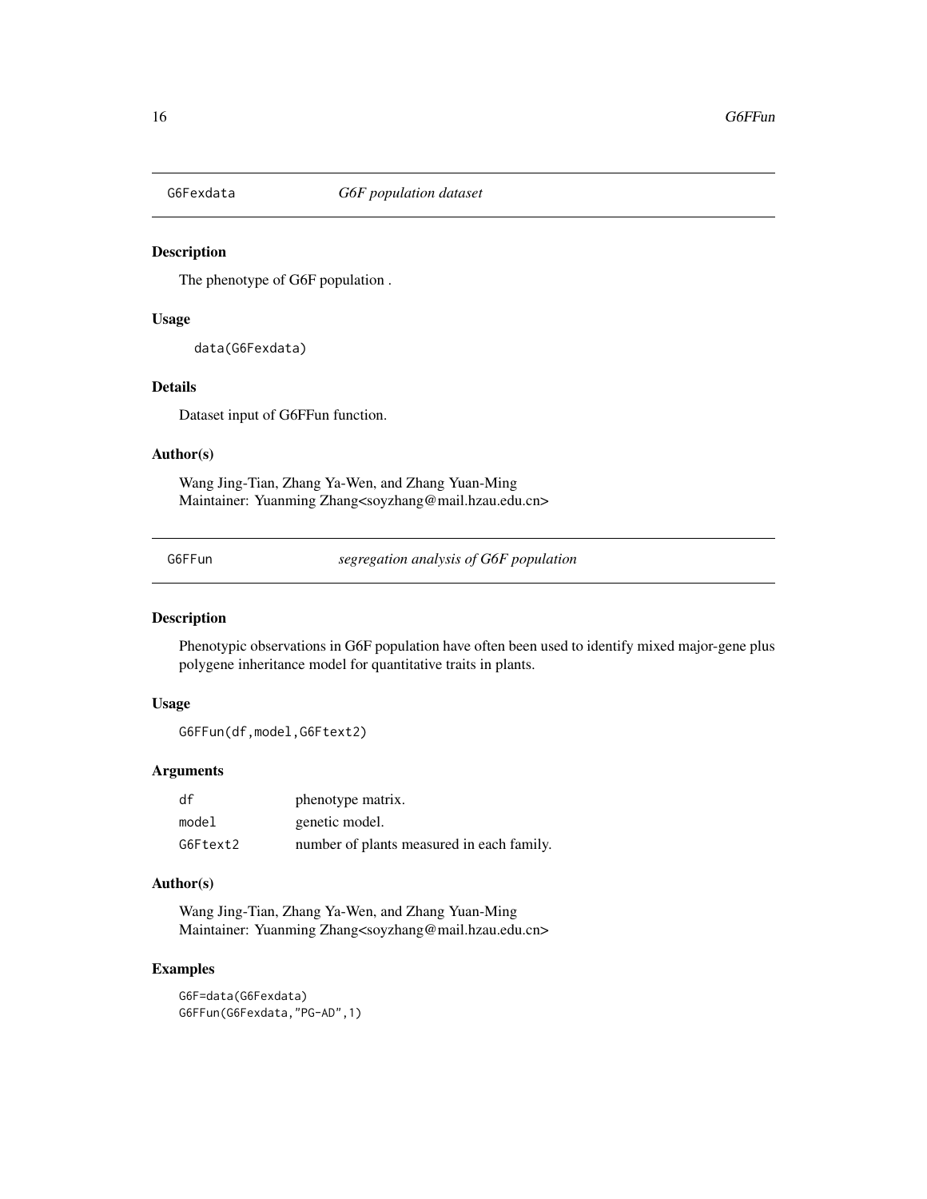## G6Fexdata — *G6F population dataset*

### Description

The phenotype of G6F population .

### Usage

```
data(G6Fexdata)
```

### Details

Dataset input of G6FFun function.

### Author(s)

Wang Jing-Tian, Zhang Ya-Wen, and Zhang Yuan-Ming
Maintainer: Yuanming Zhang<soyzhang@mail.hzau.edu.cn>

## G6FFun — *segregation analysis of G6F population*

### Description

Phenotypic observations in G6F population have often been used to identify mixed major-gene plus polygene inheritance model for quantitative traits in plants.

### Usage

```
G6FFun(df,model,G6Ftext2)
```

### Arguments

| | |
|---|---|
| df | phenotype matrix. |
| model | genetic model. |
| G6Ftext2 | number of plants measured in each family. |

### Author(s)

Wang Jing-Tian, Zhang Ya-Wen, and Zhang Yuan-Ming
Maintainer: Yuanming Zhang<soyzhang@mail.hzau.edu.cn>

### Examples

```
G6F=data(G6Fexdata)
G6FFun(G6Fexdata,"PG-AD",1)
```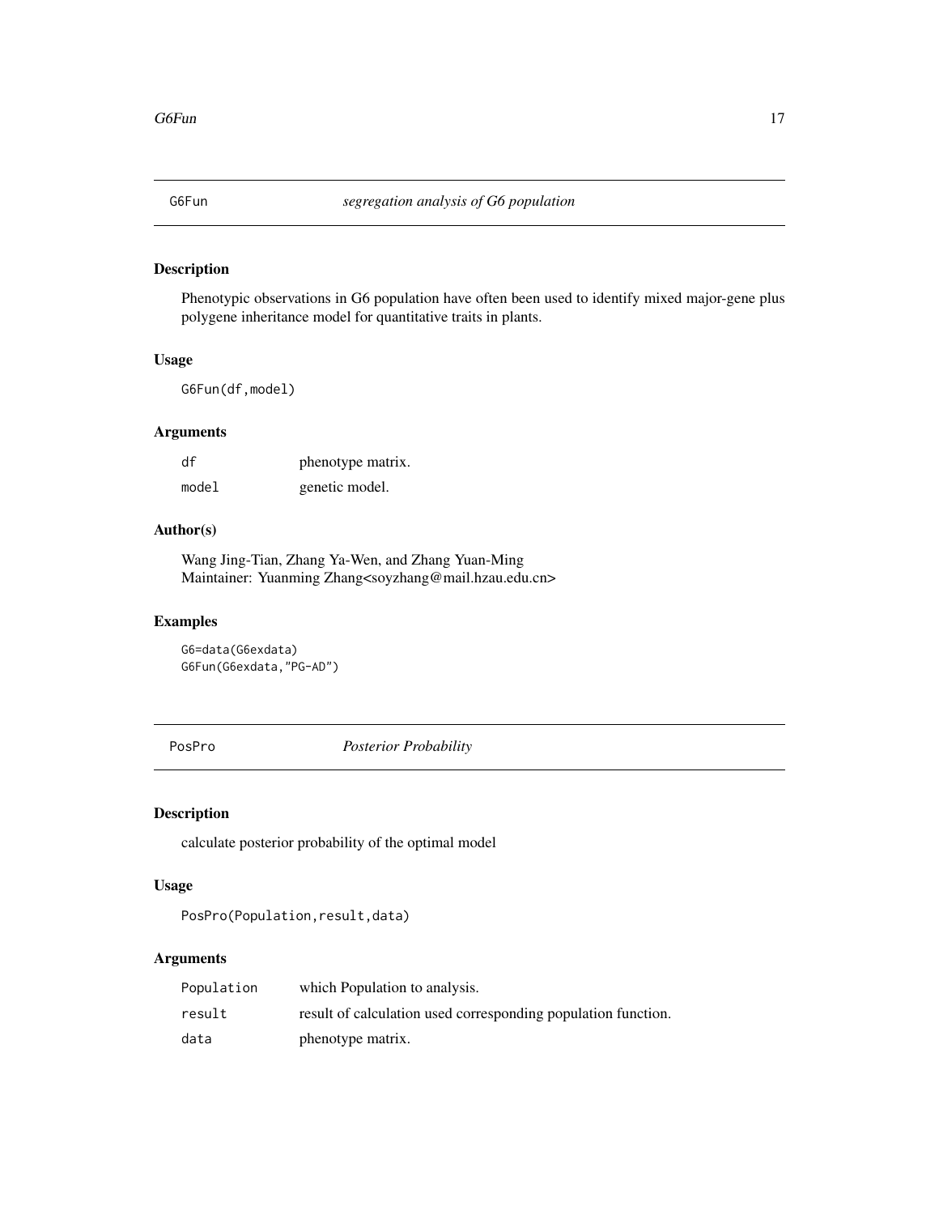## G6Fun *segregation analysis of G6 population*

### Description

Phenotypic observations in G6 population have often been used to identify mixed major-gene plus polygene inheritance model for quantitative traits in plants.

### Usage

```
G6Fun(df,model)
```

### Arguments

| | |
|---|---|
| df | phenotype matrix. |
| model | genetic model. |

### Author(s)

Wang Jing-Tian, Zhang Ya-Wen, and Zhang Yuan-Ming
Maintainer: Yuanming Zhang<soyzhang@mail.hzau.edu.cn>

### Examples

```
G6=data(G6exdata)
G6Fun(G6exdata,"PG-AD")
```

## PosPro *Posterior Probability*

### Description

calculate posterior probability of the optimal model

### Usage

```
PosPro(Population,result,data)
```

### Arguments

| | |
|---|---|
| Population | which Population to analysis. |
| result | result of calculation used corresponding population function. |
| data | phenotype matrix. |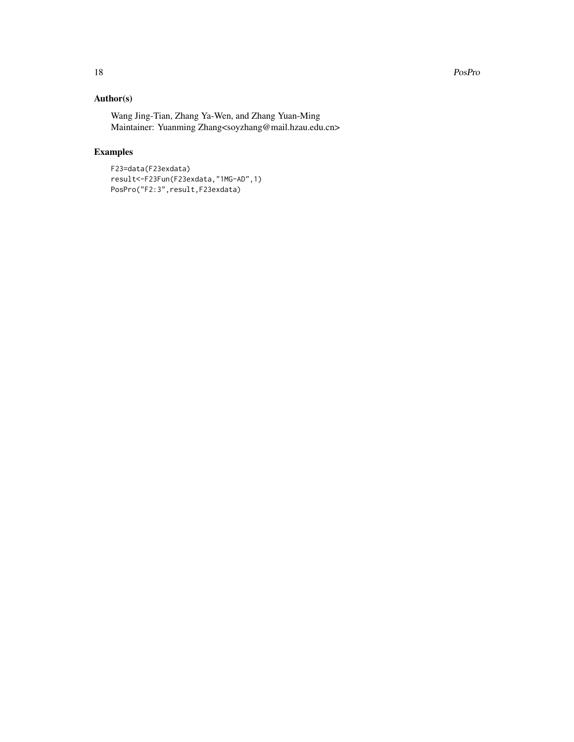## Author(s)

Wang Jing-Tian, Zhang Ya-Wen, and Zhang Yuan-Ming
Maintainer: Yuanming Zhang<soyzhang@mail.hzau.edu.cn>

## Examples

```
F23=data(F23exdata)
result<-F23Fun(F23exdata,"1MG-AD",1)
PosPro("F2:3",result,F23exdata)
```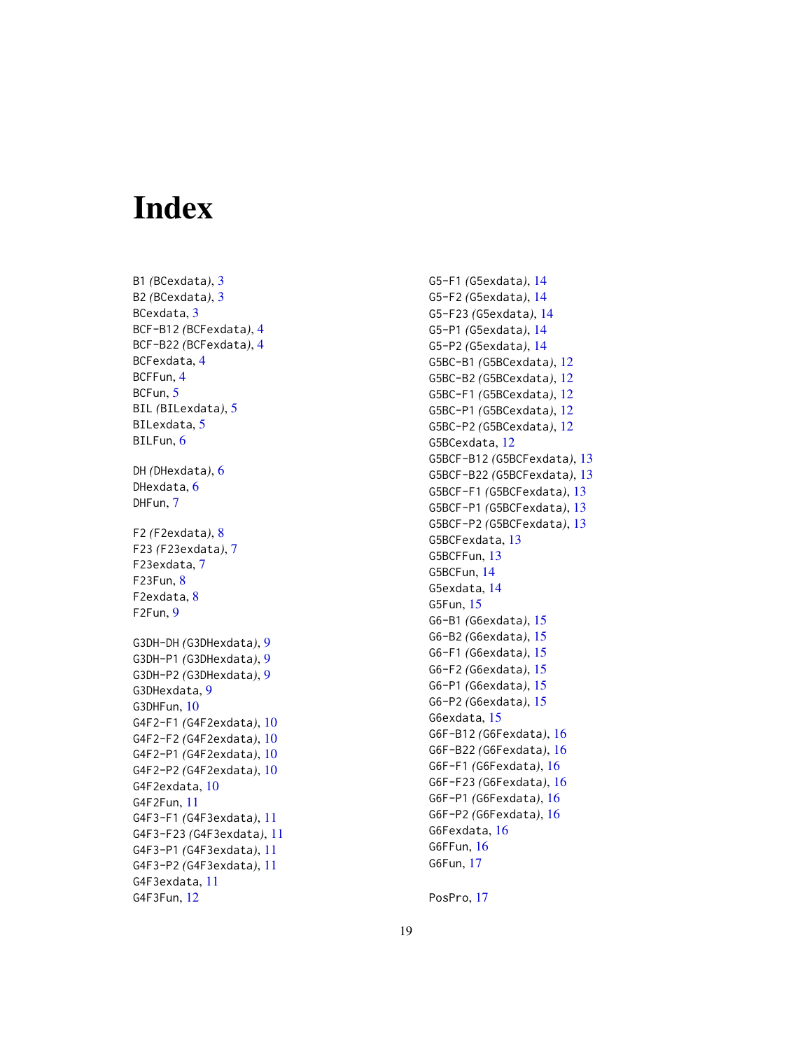# Index

B1 *(BCexdata)*, 3
B2 *(BCexdata)*, 3
BCexdata, 3
BCF-B12 *(BCFexdata)*, 4
BCF-B22 *(BCFexdata)*, 4
BCFexdata, 4
BCFFun, 4
BCFun, 5
BIL *(BILexdata)*, 5
BILexdata, 5
BILFun, 6

DH *(DHexdata)*, 6
DHexdata, 6
DHFun, 7

F2 *(F2exdata)*, 8
F23 *(F23exdata)*, 7
F23exdata, 7
F23Fun, 8
F2exdata, 8
F2Fun, 9

G3DH-DH *(G3DHexdata)*, 9
G3DH-P1 *(G3DHexdata)*, 9
G3DH-P2 *(G3DHexdata)*, 9
G3DHexdata, 9
G3DHFun, 10
G4F2-F1 *(G4F2exdata)*, 10
G4F2-F2 *(G4F2exdata)*, 10
G4F2-P1 *(G4F2exdata)*, 10
G4F2-P2 *(G4F2exdata)*, 10
G4F2exdata, 10
G4F2Fun, 11
G4F3-F1 *(G4F3exdata)*, 11
G4F3-F23 *(G4F3exdata)*, 11
G4F3-P1 *(G4F3exdata)*, 11
G4F3-P2 *(G4F3exdata)*, 11
G4F3exdata, 11
G4F3Fun, 12
G5-F1 *(G5exdata)*, 14
G5-F2 *(G5exdata)*, 14
G5-F23 *(G5exdata)*, 14
G5-P1 *(G5exdata)*, 14
G5-P2 *(G5exdata)*, 14
G5BC-B1 *(G5BCexdata)*, 12
G5BC-B2 *(G5BCexdata)*, 12
G5BC-F1 *(G5BCexdata)*, 12
G5BC-P1 *(G5BCexdata)*, 12
G5BC-P2 *(G5BCexdata)*, 12
G5BCexdata, 12
G5BCF-B12 *(G5BCFexdata)*, 13
G5BCF-B22 *(G5BCFexdata)*, 13
G5BCF-F1 *(G5BCFexdata)*, 13
G5BCF-P1 *(G5BCFexdata)*, 13
G5BCF-P2 *(G5BCFexdata)*, 13
G5BCFexdata, 13
G5BCFFun, 13
G5BCFun, 14
G5exdata, 14
G5Fun, 15
G6-B1 *(G6exdata)*, 15
G6-B2 *(G6exdata)*, 15
G6-F1 *(G6exdata)*, 15
G6-F2 *(G6exdata)*, 15
G6-P1 *(G6exdata)*, 15
G6-P2 *(G6exdata)*, 15
G6exdata, 15
G6F-B12 *(G6Fexdata)*, 16
G6F-B22 *(G6Fexdata)*, 16
G6F-F1 *(G6Fexdata)*, 16
G6F-F23 *(G6Fexdata)*, 16
G6F-P1 *(G6Fexdata)*, 16
G6F-P2 *(G6Fexdata)*, 16
G6Fexdata, 16
G6FFun, 16
G6Fun, 17

PosPro, 17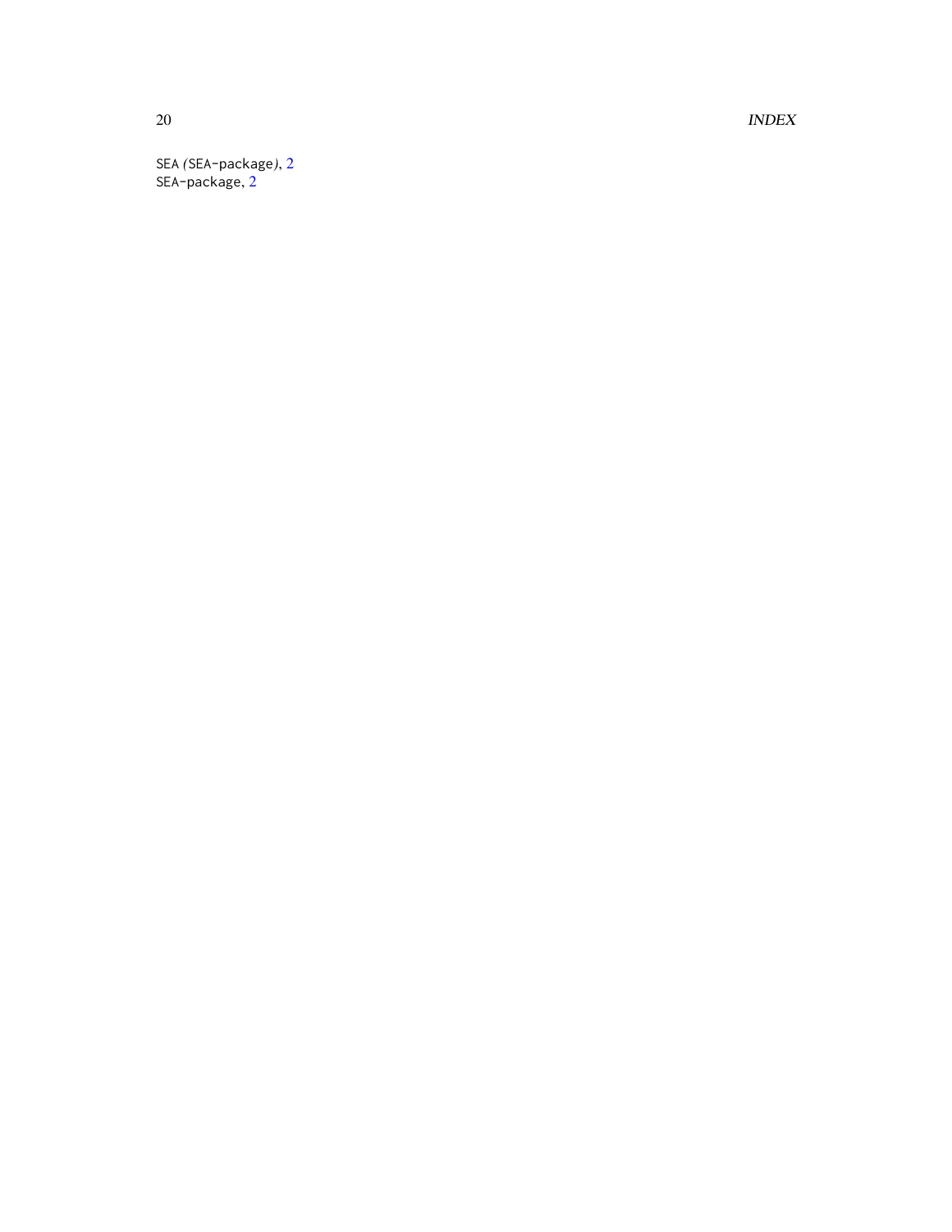SEA (SEA-package), 2
SEA-package, 2